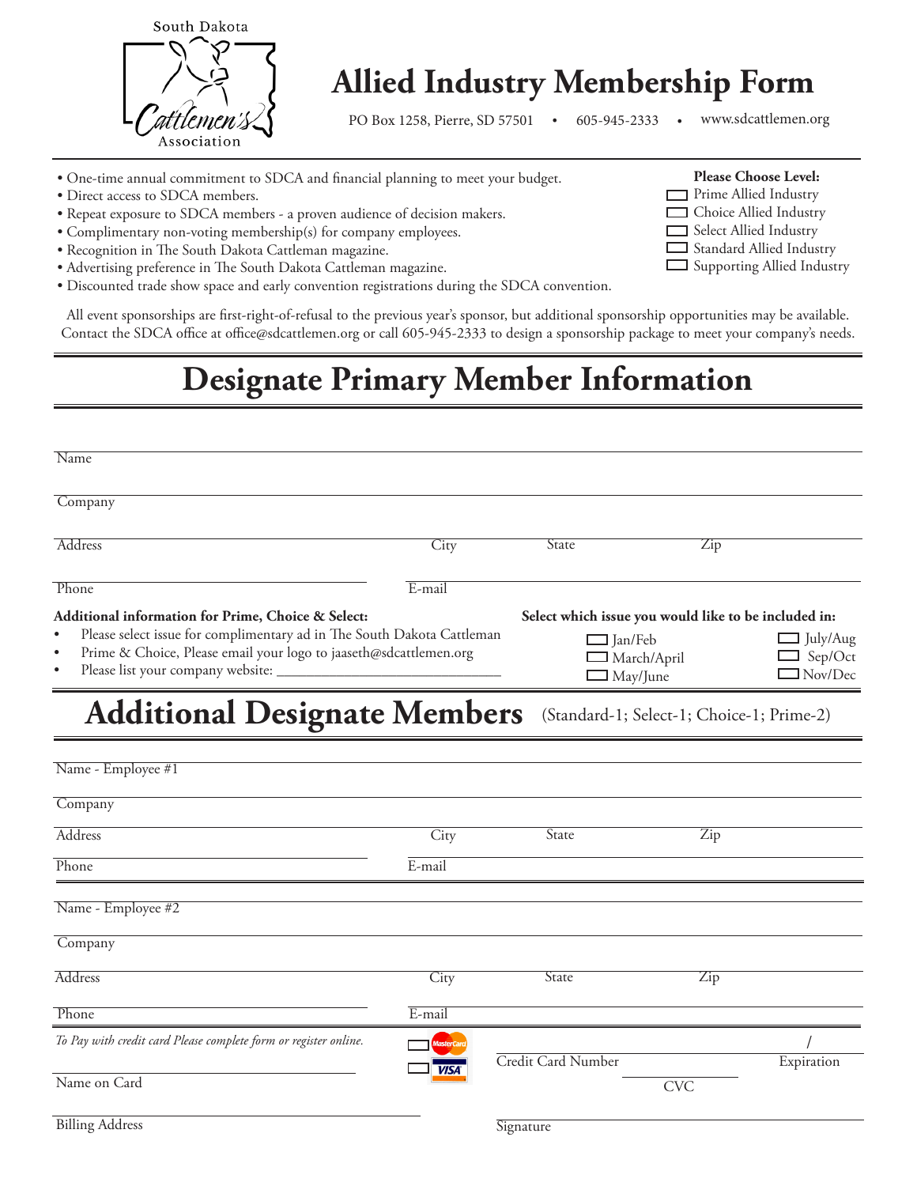South Dakota Cattlemen's Association

# Allied Industry Membership Form

PO Box 1258, Pierre, SD 57501 • 605-945-2333 • www.sdcattlemen.org

- One-time annual commitment to SDCA and financial planning to meet your budget.
- Direct access to SDCA members.
- Repeat exposure to SDCA members - a proven audience of decision makers.
- Complimentary non-voting membership(s) for company employees.
- Recognition in The South Dakota Cattleman magazine.
- Advertising preference in The South Dakota Cattleman magazine.
- Discounted trade show space and early convention registrations during the SDCA convention.

**Please Choose Level:**

- ☐ Prime Allied Industry
- ☐ Choice Allied Industry
- ☐ Select Allied Industry
- ☐ Standard Allied Industry
- ☐ Supporting Allied Industry

All event sponsorships are first-right-of-refusal to the previous year's sponsor, but additional sponsorship opportunities may be available. Contact the SDCA office at office@sdcattlemen.org or call 605-945-2333 to design a sponsorship package to meet your company's needs.

# Designate Primary Member Information

Name

Company

Address City State Zip

Phone E-mail

**Additional information for Prime, Choice & Select:**

- Please select issue for complimentary ad in The South Dakota Cattleman
- Prime & Choice, Please email your logo to jaaseth@sdcattlemen.org
- Please list your company website: ______________________________

**Select which issue you would like to be included in:**

- ☐ Jan/Feb
- ☐ March/April
- ☐ May/June
- ☐ July/Aug
- ☐ Sep/Oct
- ☐ Nov/Dec

# Additional Designate Members (Standard-1; Select-1; Choice-1; Prime-2)

Name - Employee #1

Company

Address City State Zip

Phone E-mail

Name - Employee #2

Company

Address City State Zip

Phone E-mail

*To Pay with credit card Please complete form or register online.*

☐ MasterCard ☐ VISA

Credit Card Number

Expiration /

Name on Card

CVC

Billing Address

Signature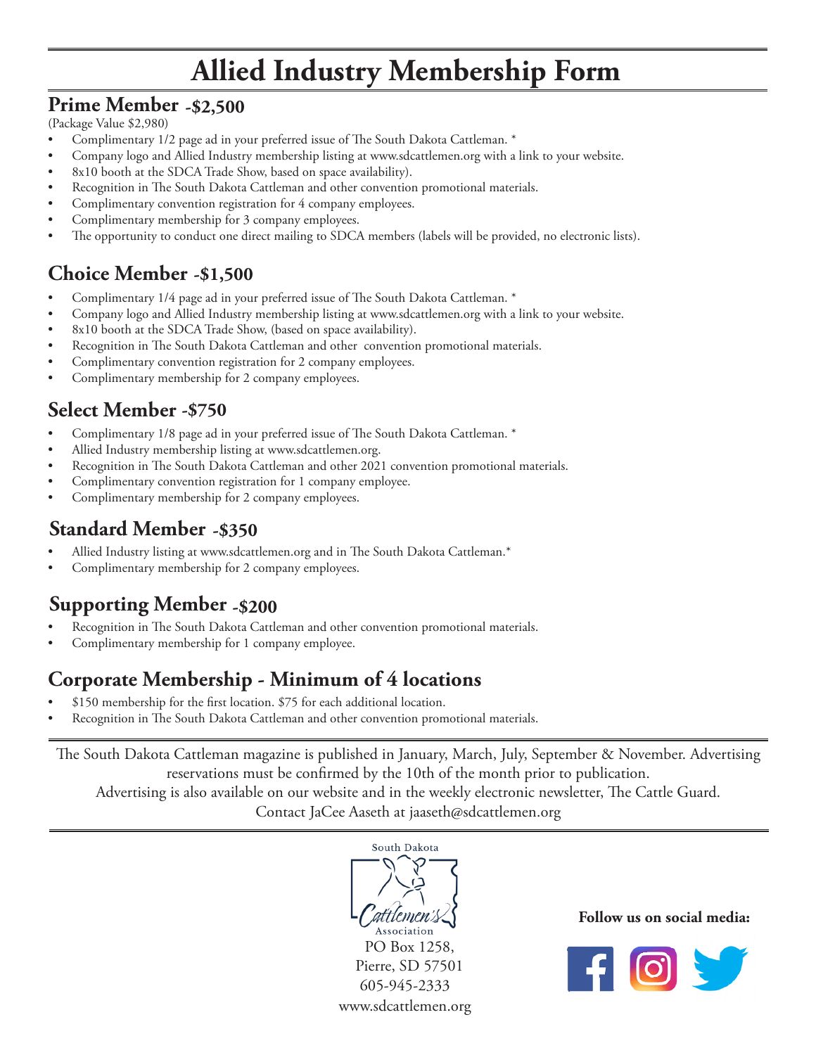# Allied Industry Membership Form

## Prime Member -$2,500

(Package Value $2,980)

- Complimentary 1/2 page ad in your preferred issue of The South Dakota Cattleman. *
- Company logo and Allied Industry membership listing at www.sdcattlemen.org with a link to your website.
- 8x10 booth at the SDCA Trade Show, based on space availability).
- Recognition in The South Dakota Cattleman and other convention promotional materials.
- Complimentary convention registration for 4 company employees.
- Complimentary membership for 3 company employees.
- The opportunity to conduct one direct mailing to SDCA members (labels will be provided, no electronic lists).

## Choice Member -$1,500

- Complimentary 1/4 page ad in your preferred issue of The South Dakota Cattleman. *
- Company logo and Allied Industry membership listing at www.sdcattlemen.org with a link to your website.
- 8x10 booth at the SDCA Trade Show, (based on space availability).
- Recognition in The South Dakota Cattleman and other convention promotional materials.
- Complimentary convention registration for 2 company employees.
- Complimentary membership for 2 company employees.

## Select Member -$750

- Complimentary 1/8 page ad in your preferred issue of The South Dakota Cattleman. *
- Allied Industry membership listing at www.sdcattlemen.org.
- Recognition in The South Dakota Cattleman and other 2021 convention promotional materials.
- Complimentary convention registration for 1 company employee.
- Complimentary membership for 2 company employees.

## Standard Member -$350

- Allied Industry listing at www.sdcattlemen.org and in The South Dakota Cattleman.*
- Complimentary membership for 2 company employees.

## Supporting Member -$200

- Recognition in The South Dakota Cattleman and other convention promotional materials.
- Complimentary membership for 1 company employee.

## Corporate Membership - Minimum of 4 locations

- $150 membership for the first location. $75 for each additional location.
- Recognition in The South Dakota Cattleman and other convention promotional materials.

The South Dakota Cattleman magazine is published in January, March, July, September & November. Advertising reservations must be confirmed by the 10th of the month prior to publication.
Advertising is also available on our website and in the weekly electronic newsletter, The Cattle Guard.
Contact JaCee Aaseth at jaaseth@sdcattlemen.org

South Dakota Cattlemen's Association
PO Box 1258,
Pierre, SD 57501
605-945-2333
www.sdcattlemen.org

**Follow us on social media:**